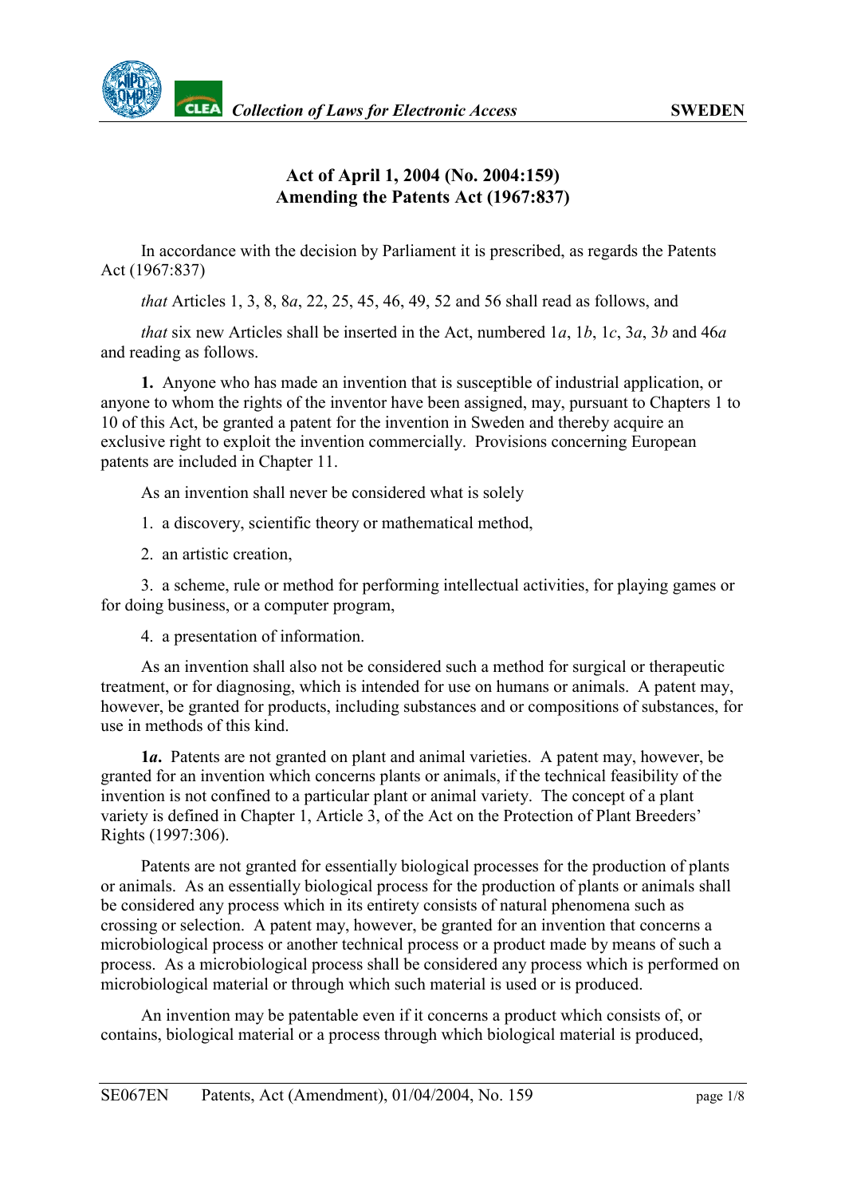# Act of April 1, 2004 (No. 2004:159) Amending the Patents Act (1967:837)

In accordance with the decision by Parliament it is prescribed, as regards the Patents Act (1967:837)

*that* Articles 1, 3, 8, 8*a*, 22, 25, 45, 46, 49, 52 and 56 shall read as follows, and

*that* six new Articles shall be inserted in the Act, numbered 1*a*, 1*b*, 1*c*, 3*a*, 3*b* and 46*a* and reading as follows.

**1.** Anyone who has made an invention that is susceptible of industrial application, or anyone to whom the rights of the inventor have been assigned, may, pursuant to Chapters 1 to 10 of this Act, be granted a patent for the invention in Sweden and thereby acquire an exclusive right to exploit the invention commercially. Provisions concerning European patents are included in Chapter 11.

As an invention shall never be considered what is solely

1. a discovery, scientific theory or mathematical method,
2. an artistic creation,
3. a scheme, rule or method for performing intellectual activities, for playing games or for doing business, or a computer program,
4. a presentation of information.

As an invention shall also not be considered such a method for surgical or therapeutic treatment, or for diagnosing, which is intended for use on humans or animals. A patent may, however, be granted for products, including substances and or compositions of substances, for use in methods of this kind.

**1*a*.** Patents are not granted on plant and animal varieties. A patent may, however, be granted for an invention which concerns plants or animals, if the technical feasibility of the invention is not confined to a particular plant or animal variety. The concept of a plant variety is defined in Chapter 1, Article 3, of the Act on the Protection of Plant Breeders' Rights (1997:306).

Patents are not granted for essentially biological processes for the production of plants or animals. As an essentially biological process for the production of plants or animals shall be considered any process which in its entirety consists of natural phenomena such as crossing or selection. A patent may, however, be granted for an invention that concerns a microbiological process or another technical process or a product made by means of such a process. As a microbiological process shall be considered any process which is performed on microbiological material or through which such material is used or is produced.

An invention may be patentable even if it concerns a product which consists of, or contains, biological material or a process through which biological material is produced,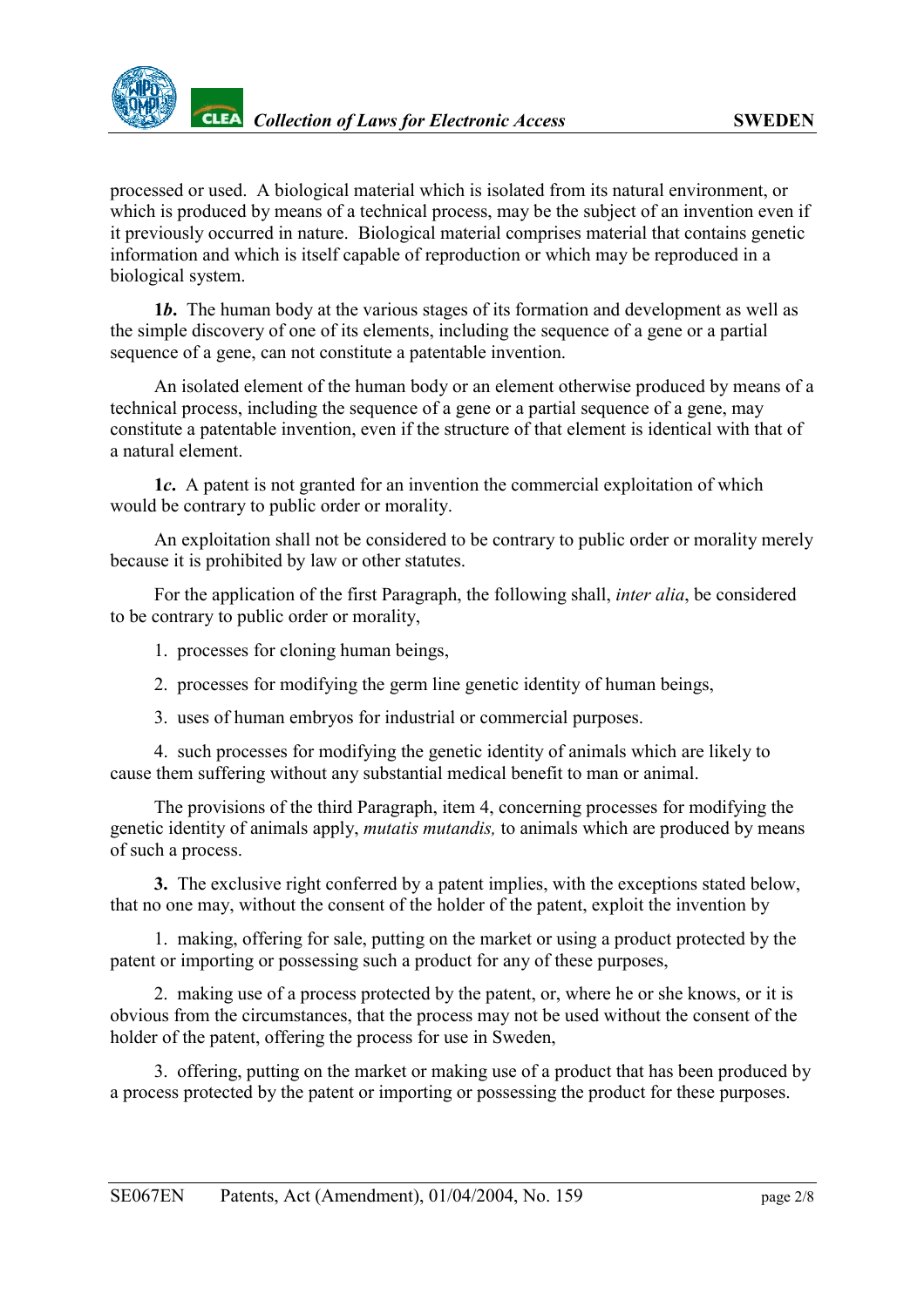processed or used. A biological material which is isolated from its natural environment, or which is produced by means of a technical process, may be the subject of an invention even if it previously occurred in nature. Biological material comprises material that contains genetic information and which is itself capable of reproduction or which may be reproduced in a biological system.

**1*b*.** The human body at the various stages of its formation and development as well as the simple discovery of one of its elements, including the sequence of a gene or a partial sequence of a gene, can not constitute a patentable invention.

An isolated element of the human body or an element otherwise produced by means of a technical process, including the sequence of a gene or a partial sequence of a gene, may constitute a patentable invention, even if the structure of that element is identical with that of a natural element.

**1*c*.** A patent is not granted for an invention the commercial exploitation of which would be contrary to public order or morality.

An exploitation shall not be considered to be contrary to public order or morality merely because it is prohibited by law or other statutes.

For the application of the first Paragraph, the following shall, *inter alia*, be considered to be contrary to public order or morality,

1. processes for cloning human beings,

2. processes for modifying the germ line genetic identity of human beings,

3. uses of human embryos for industrial or commercial purposes.

4. such processes for modifying the genetic identity of animals which are likely to cause them suffering without any substantial medical benefit to man or animal.

The provisions of the third Paragraph, item 4, concerning processes for modifying the genetic identity of animals apply, *mutatis mutandis,* to animals which are produced by means of such a process.

**3.** The exclusive right conferred by a patent implies, with the exceptions stated below, that no one may, without the consent of the holder of the patent, exploit the invention by

1. making, offering for sale, putting on the market or using a product protected by the patent or importing or possessing such a product for any of these purposes,

2. making use of a process protected by the patent, or, where he or she knows, or it is obvious from the circumstances, that the process may not be used without the consent of the holder of the patent, offering the process for use in Sweden,

3. offering, putting on the market or making use of a product that has been produced by a process protected by the patent or importing or possessing the product for these purposes.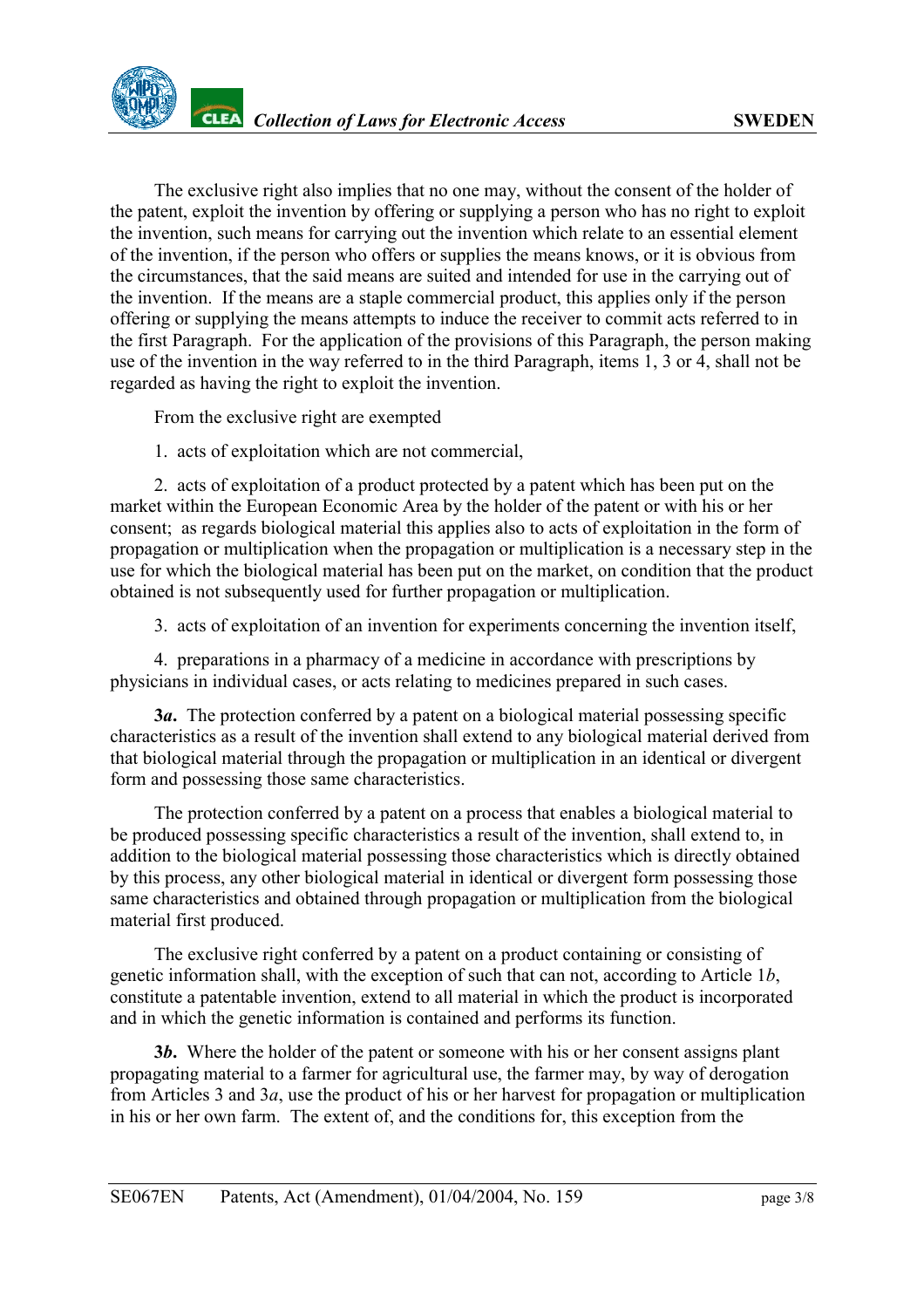The exclusive right also implies that no one may, without the consent of the holder of the patent, exploit the invention by offering or supplying a person who has no right to exploit the invention, such means for carrying out the invention which relate to an essential element of the invention, if the person who offers or supplies the means knows, or it is obvious from the circumstances, that the said means are suited and intended for use in the carrying out of the invention. If the means are a staple commercial product, this applies only if the person offering or supplying the means attempts to induce the receiver to commit acts referred to in the first Paragraph. For the application of the provisions of this Paragraph, the person making use of the invention in the way referred to in the third Paragraph, items 1, 3 or 4, shall not be regarded as having the right to exploit the invention.

From the exclusive right are exempted

1. acts of exploitation which are not commercial,

2. acts of exploitation of a product protected by a patent which has been put on the market within the European Economic Area by the holder of the patent or with his or her consent; as regards biological material this applies also to acts of exploitation in the form of propagation or multiplication when the propagation or multiplication is a necessary step in the use for which the biological material has been put on the market, on condition that the product obtained is not subsequently used for further propagation or multiplication.

3. acts of exploitation of an invention for experiments concerning the invention itself,

4. preparations in a pharmacy of a medicine in accordance with prescriptions by physicians in individual cases, or acts relating to medicines prepared in such cases.

**3*a*.** The protection conferred by a patent on a biological material possessing specific characteristics as a result of the invention shall extend to any biological material derived from that biological material through the propagation or multiplication in an identical or divergent form and possessing those same characteristics.

The protection conferred by a patent on a process that enables a biological material to be produced possessing specific characteristics a result of the invention, shall extend to, in addition to the biological material possessing those characteristics which is directly obtained by this process, any other biological material in identical or divergent form possessing those same characteristics and obtained through propagation or multiplication from the biological material first produced.

The exclusive right conferred by a patent on a product containing or consisting of genetic information shall, with the exception of such that can not, according to Article 1*b*, constitute a patentable invention, extend to all material in which the product is incorporated and in which the genetic information is contained and performs its function.

**3*b*.** Where the holder of the patent or someone with his or her consent assigns plant propagating material to a farmer for agricultural use, the farmer may, by way of derogation from Articles 3 and 3*a*, use the product of his or her harvest for propagation or multiplication in his or her own farm. The extent of, and the conditions for, this exception from the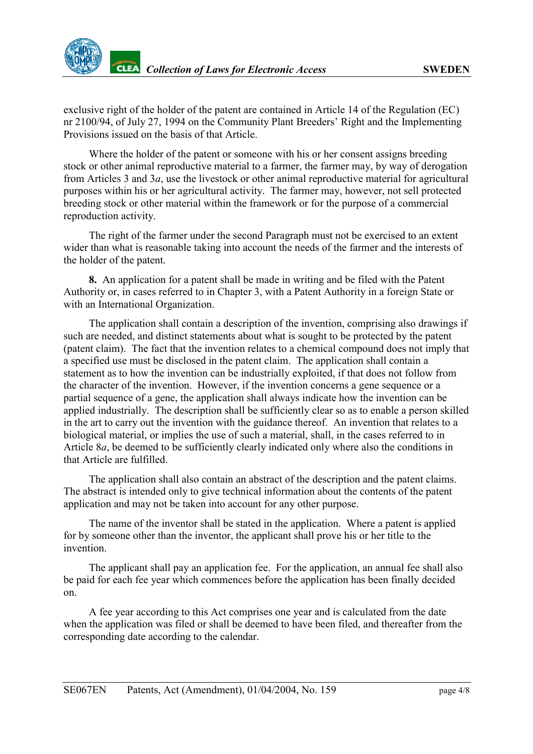exclusive right of the holder of the patent are contained in Article 14 of the Regulation (EC) nr 2100/94, of July 27, 1994 on the Community Plant Breeders' Right and the Implementing Provisions issued on the basis of that Article.

Where the holder of the patent or someone with his or her consent assigns breeding stock or other animal reproductive material to a farmer, the farmer may, by way of derogation from Articles 3 and 3*a*, use the livestock or other animal reproductive material for agricultural purposes within his or her agricultural activity. The farmer may, however, not sell protected breeding stock or other material within the framework or for the purpose of a commercial reproduction activity.

The right of the farmer under the second Paragraph must not be exercised to an extent wider than what is reasonable taking into account the needs of the farmer and the interests of the holder of the patent.

**8.** An application for a patent shall be made in writing and be filed with the Patent Authority or, in cases referred to in Chapter 3, with a Patent Authority in a foreign State or with an International Organization.

The application shall contain a description of the invention, comprising also drawings if such are needed, and distinct statements about what is sought to be protected by the patent (patent claim). The fact that the invention relates to a chemical compound does not imply that a specified use must be disclosed in the patent claim. The application shall contain a statement as to how the invention can be industrially exploited, if that does not follow from the character of the invention. However, if the invention concerns a gene sequence or a partial sequence of a gene, the application shall always indicate how the invention can be applied industrially. The description shall be sufficiently clear so as to enable a person skilled in the art to carry out the invention with the guidance thereof. An invention that relates to a biological material, or implies the use of such a material, shall, in the cases referred to in Article 8*a*, be deemed to be sufficiently clearly indicated only where also the conditions in that Article are fulfilled.

The application shall also contain an abstract of the description and the patent claims. The abstract is intended only to give technical information about the contents of the patent application and may not be taken into account for any other purpose.

The name of the inventor shall be stated in the application. Where a patent is applied for by someone other than the inventor, the applicant shall prove his or her title to the invention.

The applicant shall pay an application fee. For the application, an annual fee shall also be paid for each fee year which commences before the application has been finally decided on.

A fee year according to this Act comprises one year and is calculated from the date when the application was filed or shall be deemed to have been filed, and thereafter from the corresponding date according to the calendar.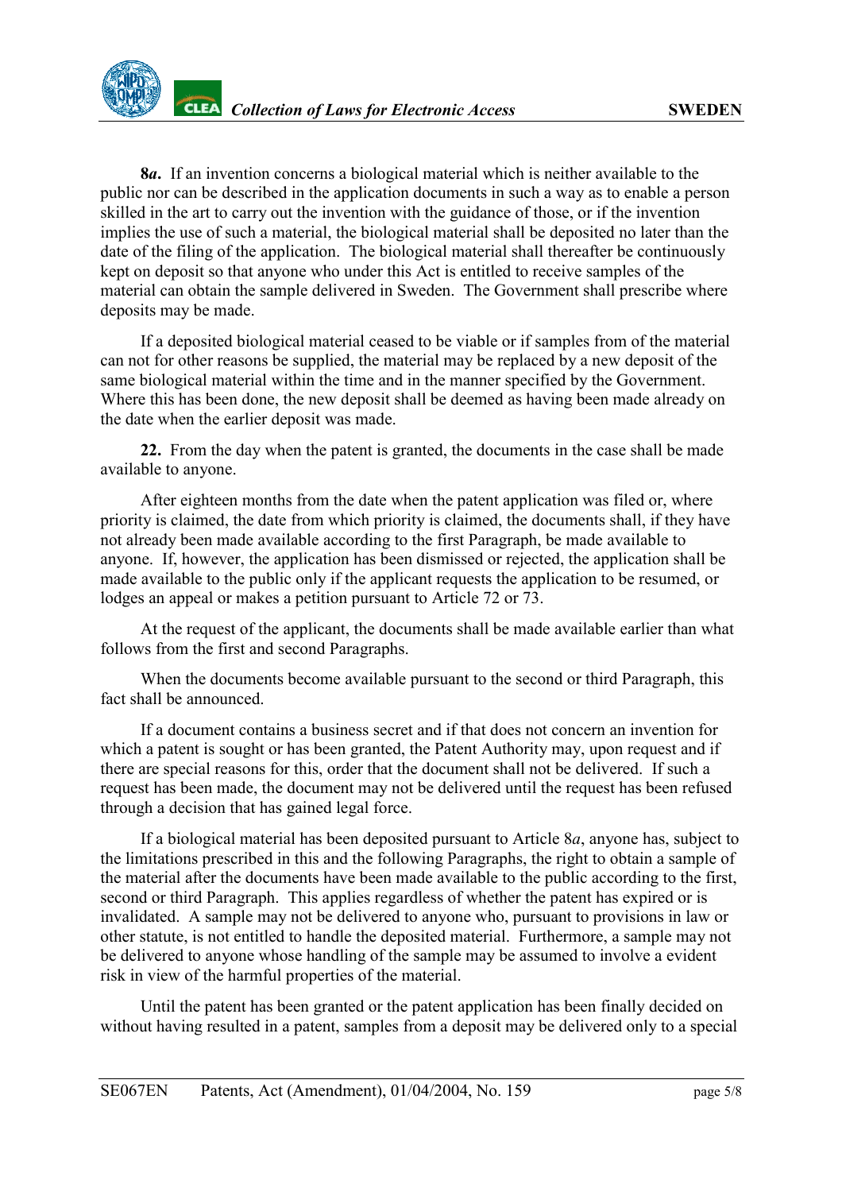**8*a*.** If an invention concerns a biological material which is neither available to the public nor can be described in the application documents in such a way as to enable a person skilled in the art to carry out the invention with the guidance of those, or if the invention implies the use of such a material, the biological material shall be deposited no later than the date of the filing of the application. The biological material shall thereafter be continuously kept on deposit so that anyone who under this Act is entitled to receive samples of the material can obtain the sample delivered in Sweden. The Government shall prescribe where deposits may be made.

If a deposited biological material ceased to be viable or if samples from of the material can not for other reasons be supplied, the material may be replaced by a new deposit of the same biological material within the time and in the manner specified by the Government. Where this has been done, the new deposit shall be deemed as having been made already on the date when the earlier deposit was made.

**22.** From the day when the patent is granted, the documents in the case shall be made available to anyone.

After eighteen months from the date when the patent application was filed or, where priority is claimed, the date from which priority is claimed, the documents shall, if they have not already been made available according to the first Paragraph, be made available to anyone. If, however, the application has been dismissed or rejected, the application shall be made available to the public only if the applicant requests the application to be resumed, or lodges an appeal or makes a petition pursuant to Article 72 or 73.

At the request of the applicant, the documents shall be made available earlier than what follows from the first and second Paragraphs.

When the documents become available pursuant to the second or third Paragraph, this fact shall be announced.

If a document contains a business secret and if that does not concern an invention for which a patent is sought or has been granted, the Patent Authority may, upon request and if there are special reasons for this, order that the document shall not be delivered. If such a request has been made, the document may not be delivered until the request has been refused through a decision that has gained legal force.

If a biological material has been deposited pursuant to Article 8*a*, anyone has, subject to the limitations prescribed in this and the following Paragraphs, the right to obtain a sample of the material after the documents have been made available to the public according to the first, second or third Paragraph. This applies regardless of whether the patent has expired or is invalidated. A sample may not be delivered to anyone who, pursuant to provisions in law or other statute, is not entitled to handle the deposited material. Furthermore, a sample may not be delivered to anyone whose handling of the sample may be assumed to involve a evident risk in view of the harmful properties of the material.

Until the patent has been granted or the patent application has been finally decided on without having resulted in a patent, samples from a deposit may be delivered only to a special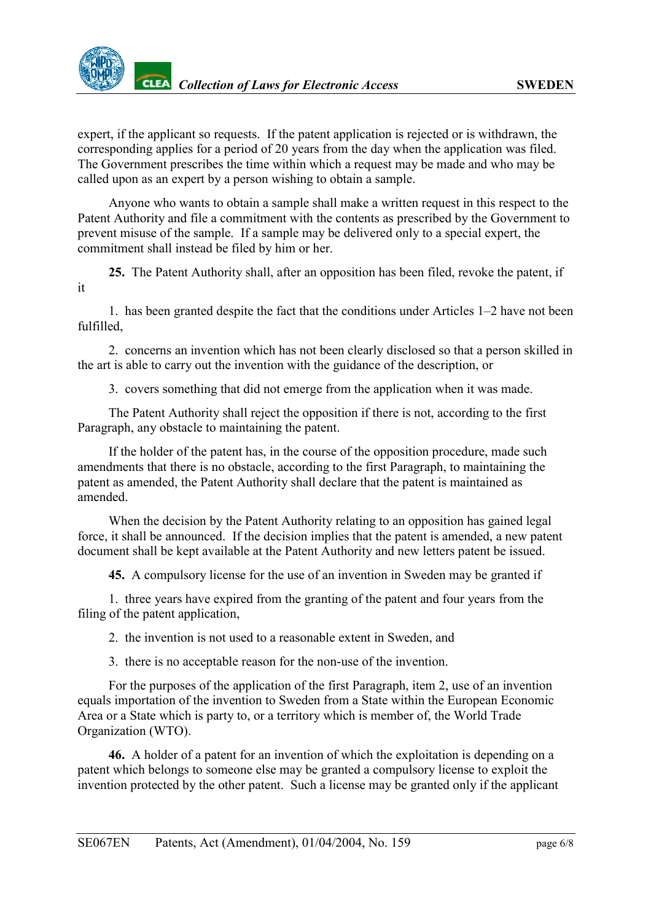expert, if the applicant so requests. If the patent application is rejected or is withdrawn, the corresponding applies for a period of 20 years from the day when the application was filed. The Government prescribes the time within which a request may be made and who may be called upon as an expert by a person wishing to obtain a sample.

Anyone who wants to obtain a sample shall make a written request in this respect to the Patent Authority and file a commitment with the contents as prescribed by the Government to prevent misuse of the sample. If a sample may be delivered only to a special expert, the commitment shall instead be filed by him or her.

**25.** The Patent Authority shall, after an opposition has been filed, revoke the patent, if it

1. has been granted despite the fact that the conditions under Articles 1–2 have not been fulfilled,

2. concerns an invention which has not been clearly disclosed so that a person skilled in the art is able to carry out the invention with the guidance of the description, or

3. covers something that did not emerge from the application when it was made.

The Patent Authority shall reject the opposition if there is not, according to the first Paragraph, any obstacle to maintaining the patent.

If the holder of the patent has, in the course of the opposition procedure, made such amendments that there is no obstacle, according to the first Paragraph, to maintaining the patent as amended, the Patent Authority shall declare that the patent is maintained as amended.

When the decision by the Patent Authority relating to an opposition has gained legal force, it shall be announced. If the decision implies that the patent is amended, a new patent document shall be kept available at the Patent Authority and new letters patent be issued.

**45.** A compulsory license for the use of an invention in Sweden may be granted if

1. three years have expired from the granting of the patent and four years from the filing of the patent application,

2. the invention is not used to a reasonable extent in Sweden, and

3. there is no acceptable reason for the non-use of the invention.

For the purposes of the application of the first Paragraph, item 2, use of an invention equals importation of the invention to Sweden from a State within the European Economic Area or a State which is party to, or a territory which is member of, the World Trade Organization (WTO).

**46.** A holder of a patent for an invention of which the exploitation is depending on a patent which belongs to someone else may be granted a compulsory license to exploit the invention protected by the other patent. Such a license may be granted only if the applicant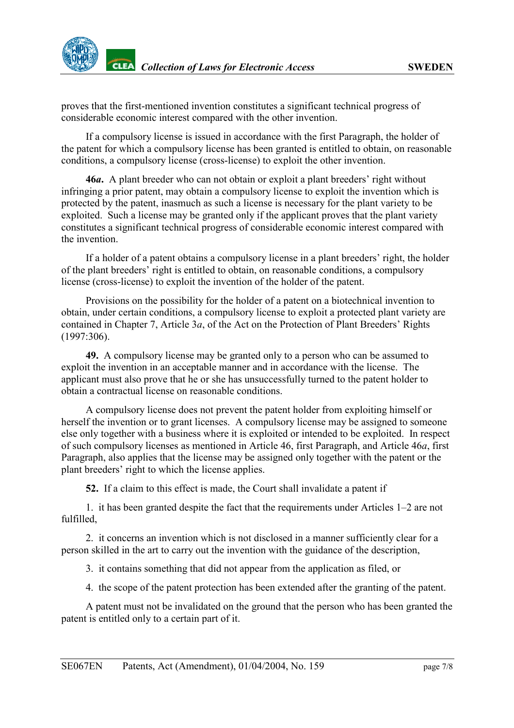proves that the first-mentioned invention constitutes a significant technical progress of considerable economic interest compared with the other invention.

If a compulsory license is issued in accordance with the first Paragraph, the holder of the patent for which a compulsory license has been granted is entitled to obtain, on reasonable conditions, a compulsory license (cross-license) to exploit the other invention.

**46*a*.** A plant breeder who can not obtain or exploit a plant breeders' right without infringing a prior patent, may obtain a compulsory license to exploit the invention which is protected by the patent, inasmuch as such a license is necessary for the plant variety to be exploited. Such a license may be granted only if the applicant proves that the plant variety constitutes a significant technical progress of considerable economic interest compared with the invention.

If a holder of a patent obtains a compulsory license in a plant breeders' right, the holder of the plant breeders' right is entitled to obtain, on reasonable conditions, a compulsory license (cross-license) to exploit the invention of the holder of the patent.

Provisions on the possibility for the holder of a patent on a biotechnical invention to obtain, under certain conditions, a compulsory license to exploit a protected plant variety are contained in Chapter 7, Article 3*a*, of the Act on the Protection of Plant Breeders' Rights (1997:306).

**49.** A compulsory license may be granted only to a person who can be assumed to exploit the invention in an acceptable manner and in accordance with the license. The applicant must also prove that he or she has unsuccessfully turned to the patent holder to obtain a contractual license on reasonable conditions.

A compulsory license does not prevent the patent holder from exploiting himself or herself the invention or to grant licenses. A compulsory license may be assigned to someone else only together with a business where it is exploited or intended to be exploited. In respect of such compulsory licenses as mentioned in Article 46, first Paragraph, and Article 46*a*, first Paragraph, also applies that the license may be assigned only together with the patent or the plant breeders' right to which the license applies.

**52.** If a claim to this effect is made, the Court shall invalidate a patent if

1. it has been granted despite the fact that the requirements under Articles 1–2 are not fulfilled,

2. it concerns an invention which is not disclosed in a manner sufficiently clear for a person skilled in the art to carry out the invention with the guidance of the description,

3. it contains something that did not appear from the application as filed, or

4. the scope of the patent protection has been extended after the granting of the patent.

A patent must not be invalidated on the ground that the person who has been granted the patent is entitled only to a certain part of it.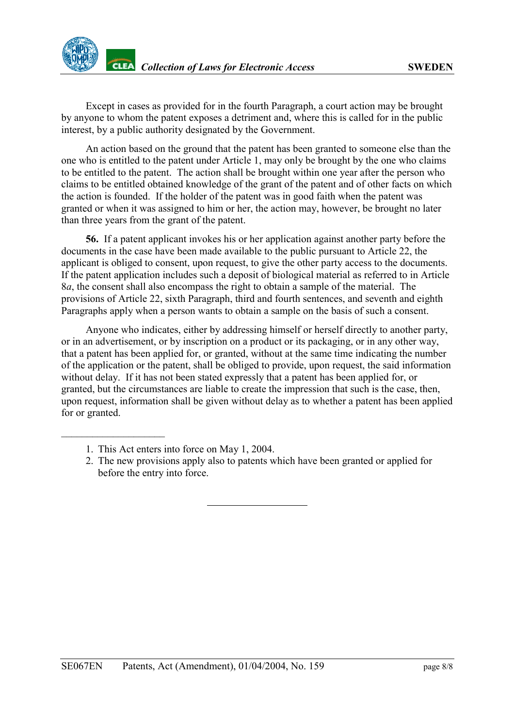Except in cases as provided for in the fourth Paragraph, a court action may be brought by anyone to whom the patent exposes a detriment and, where this is called for in the public interest, by a public authority designated by the Government.

An action based on the ground that the patent has been granted to someone else than the one who is entitled to the patent under Article 1, may only be brought by the one who claims to be entitled to the patent. The action shall be brought within one year after the person who claims to be entitled obtained knowledge of the grant of the patent and of other facts on which the action is founded. If the holder of the patent was in good faith when the patent was granted or when it was assigned to him or her, the action may, however, be brought no later than three years from the grant of the patent.

**56.** If a patent applicant invokes his or her application against another party before the documents in the case have been made available to the public pursuant to Article 22, the applicant is obliged to consent, upon request, to give the other party access to the documents. If the patent application includes such a deposit of biological material as referred to in Article 8*a*, the consent shall also encompass the right to obtain a sample of the material. The provisions of Article 22, sixth Paragraph, third and fourth sentences, and seventh and eighth Paragraphs apply when a person wants to obtain a sample on the basis of such a consent.

Anyone who indicates, either by addressing himself or herself directly to another party, or in an advertisement, or by inscription on a product or its packaging, or in any other way, that a patent has been applied for, or granted, without at the same time indicating the number of the application or the patent, shall be obliged to provide, upon request, the said information without delay. If it has not been stated expressly that a patent has been applied for, or granted, but the circumstances are liable to create the impression that such is the case, then, upon request, information shall be given without delay as to whether a patent has been applied for or granted.

---

1. This Act enters into force on May 1, 2004.
2. The new provisions apply also to patents which have been granted or applied for before the entry into force.